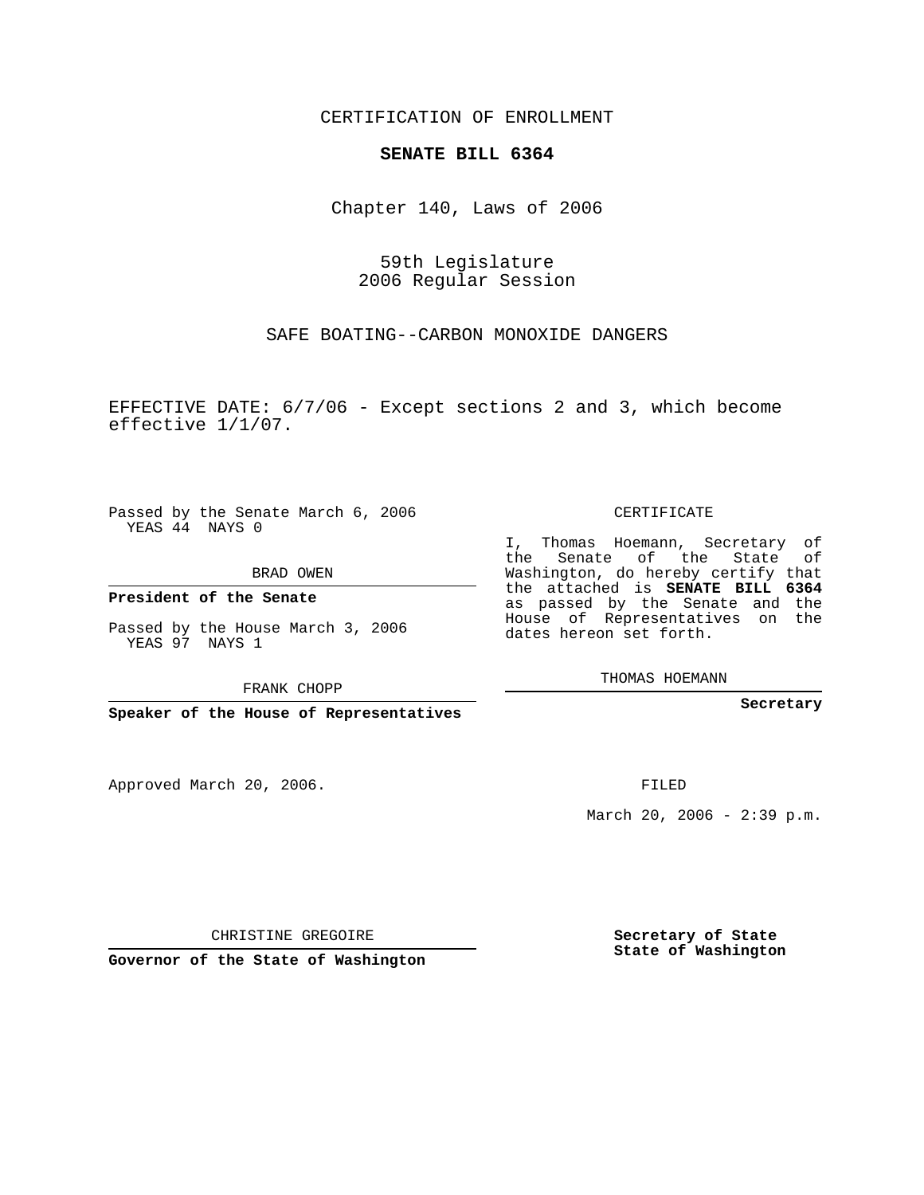CERTIFICATION OF ENROLLMENT

# SENATE BILL 6364

Chapter 140, Laws of 2006

59th Legislature
2006 Regular Session

SAFE BOATING--CARBON MONOXIDE DANGERS

EFFECTIVE DATE: 6/7/06 - Except sections 2 and 3, which become effective 1/1/07.

Passed by the Senate March 6, 2006
YEAS 44 NAYS 0

BRAD OWEN

**President of the Senate**

Passed by the House March 3, 2006
YEAS 97 NAYS 1

FRANK CHOPP

**Speaker of the House of Representatives**

Approved March 20, 2006.

CHRISTINE GREGOIRE

**Governor of the State of Washington**

CERTIFICATE

I, Thomas Hoemann, Secretary of the Senate of the State of Washington, do hereby certify that the attached is **SENATE BILL 6364** as passed by the Senate and the House of Representatives on the dates hereon set forth.

THOMAS HOEMANN

**Secretary**

FILED

March 20, 2006 - 2:39 p.m.

**Secretary of State**
**State of Washington**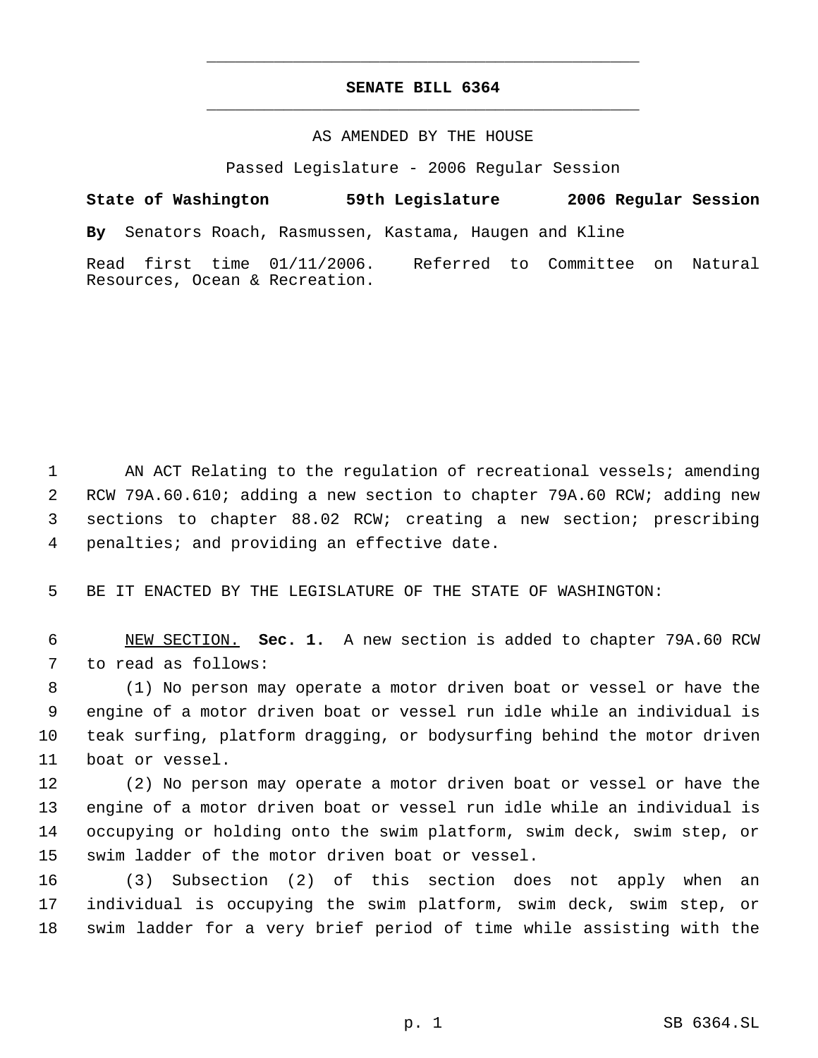# SENATE BILL 6364

AS AMENDED BY THE HOUSE

Passed Legislature - 2006 Regular Session

**State of Washington 59th Legislature 2006 Regular Session**

**By** Senators Roach, Rasmussen, Kastama, Haugen and Kline

Read first time 01/11/2006. Referred to Committee on Natural Resources, Ocean & Recreation.

AN ACT Relating to the regulation of recreational vessels; amending RCW 79A.60.610; adding a new section to chapter 79A.60 RCW; adding new sections to chapter 88.02 RCW; creating a new section; prescribing penalties; and providing an effective date.

BE IT ENACTED BY THE LEGISLATURE OF THE STATE OF WASHINGTON:

NEW SECTION. **Sec. 1.** A new section is added to chapter 79A.60 RCW to read as follows:

(1) No person may operate a motor driven boat or vessel or have the engine of a motor driven boat or vessel run idle while an individual is teak surfing, platform dragging, or bodysurfing behind the motor driven boat or vessel.

(2) No person may operate a motor driven boat or vessel or have the engine of a motor driven boat or vessel run idle while an individual is occupying or holding onto the swim platform, swim deck, swim step, or swim ladder of the motor driven boat or vessel.

(3) Subsection (2) of this section does not apply when an individual is occupying the swim platform, swim deck, swim step, or swim ladder for a very brief period of time while assisting with the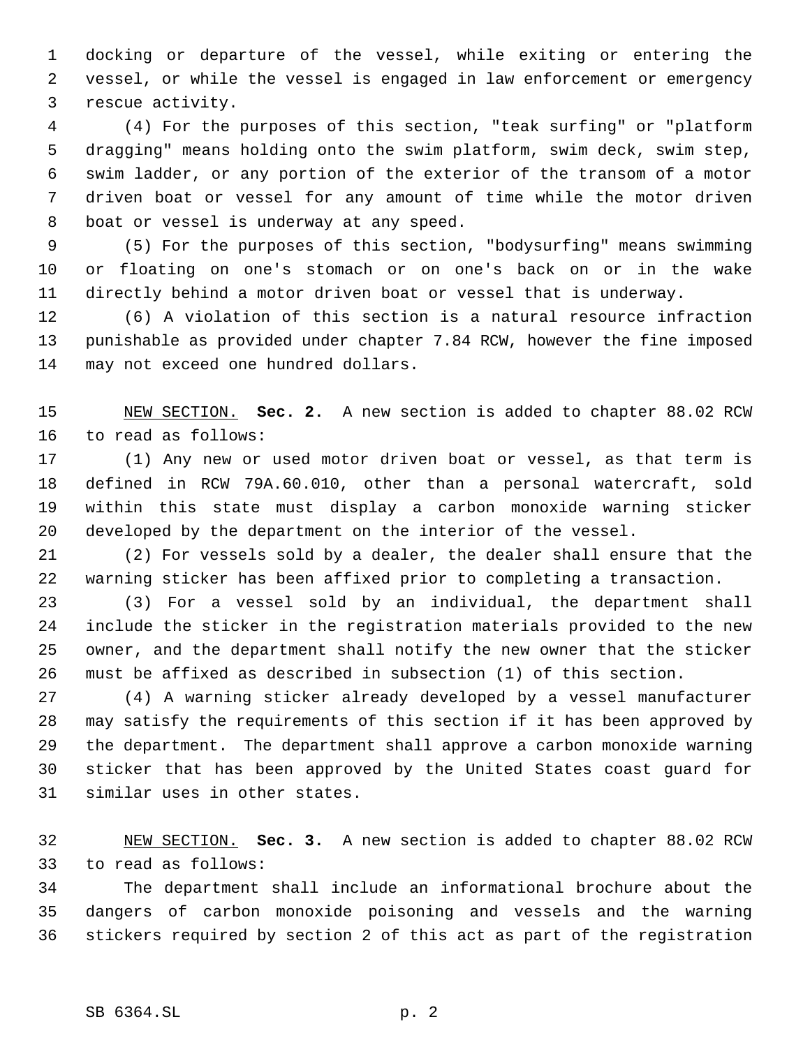docking or departure of the vessel, while exiting or entering the vessel, or while the vessel is engaged in law enforcement or emergency rescue activity.

(4) For the purposes of this section, "teak surfing" or "platform dragging" means holding onto the swim platform, swim deck, swim step, swim ladder, or any portion of the exterior of the transom of a motor driven boat or vessel for any amount of time while the motor driven boat or vessel is underway at any speed.

(5) For the purposes of this section, "bodysurfing" means swimming or floating on one's stomach or on one's back on or in the wake directly behind a motor driven boat or vessel that is underway.

(6) A violation of this section is a natural resource infraction punishable as provided under chapter 7.84 RCW, however the fine imposed may not exceed one hundred dollars.

NEW SECTION. **Sec. 2.** A new section is added to chapter 88.02 RCW to read as follows:

(1) Any new or used motor driven boat or vessel, as that term is defined in RCW 79A.60.010, other than a personal watercraft, sold within this state must display a carbon monoxide warning sticker developed by the department on the interior of the vessel.

(2) For vessels sold by a dealer, the dealer shall ensure that the warning sticker has been affixed prior to completing a transaction.

(3) For a vessel sold by an individual, the department shall include the sticker in the registration materials provided to the new owner, and the department shall notify the new owner that the sticker must be affixed as described in subsection (1) of this section.

(4) A warning sticker already developed by a vessel manufacturer may satisfy the requirements of this section if it has been approved by the department. The department shall approve a carbon monoxide warning sticker that has been approved by the United States coast guard for similar uses in other states.

NEW SECTION. **Sec. 3.** A new section is added to chapter 88.02 RCW to read as follows:

The department shall include an informational brochure about the dangers of carbon monoxide poisoning and vessels and the warning stickers required by section 2 of this act as part of the registration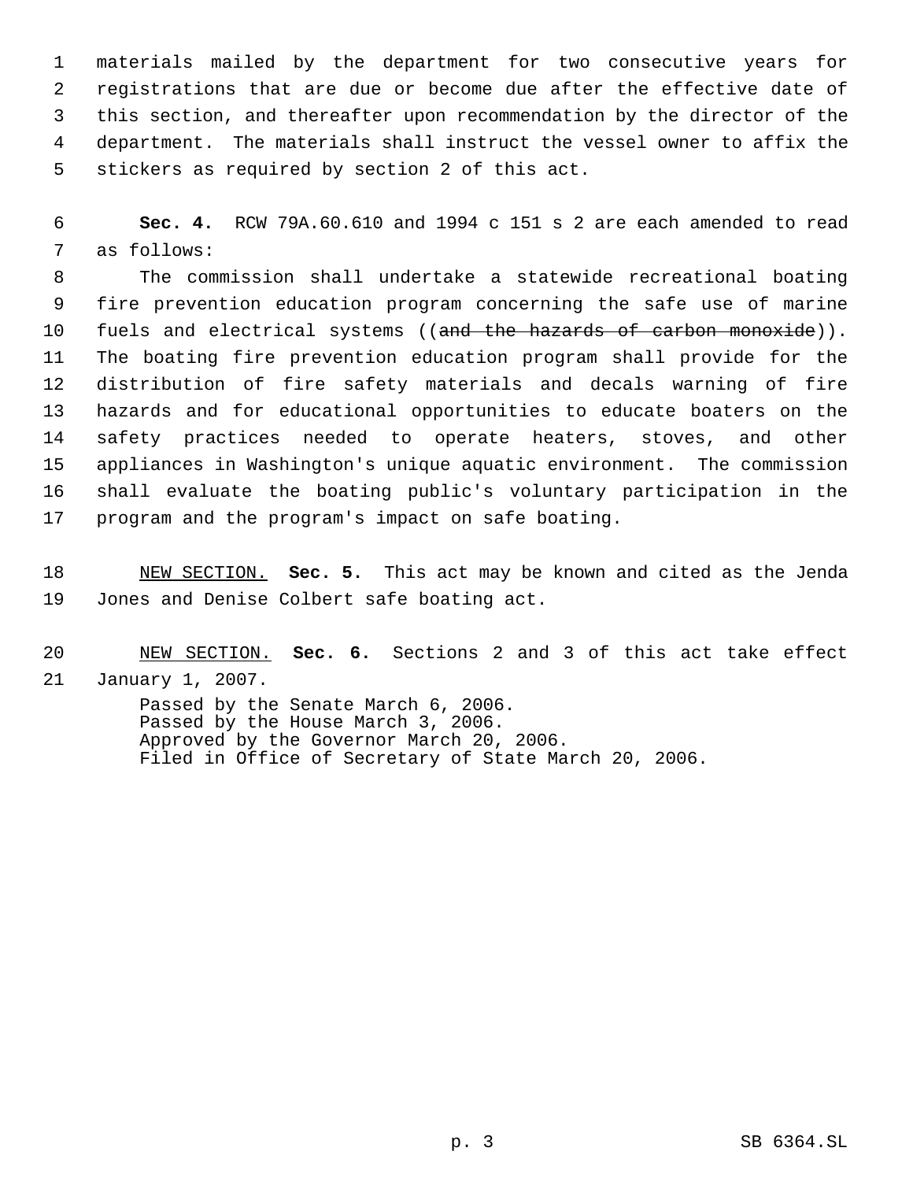materials mailed by the department for two consecutive years for registrations that are due or become due after the effective date of this section, and thereafter upon recommendation by the director of the department. The materials shall instruct the vessel owner to affix the stickers as required by section 2 of this act.

**Sec. 4.** RCW 79A.60.610 and 1994 c 151 s 2 are each amended to read as follows:

The commission shall undertake a statewide recreational boating fire prevention education program concerning the safe use of marine fuels and electrical systems ((~~and the hazards of carbon monoxide~~)). The boating fire prevention education program shall provide for the distribution of fire safety materials and decals warning of fire hazards and for educational opportunities to educate boaters on the safety practices needed to operate heaters, stoves, and other appliances in Washington's unique aquatic environment. The commission shall evaluate the boating public's voluntary participation in the program and the program's impact on safe boating.

NEW SECTION. **Sec. 5.** This act may be known and cited as the Jenda Jones and Denise Colbert safe boating act.

NEW SECTION. **Sec. 6.** Sections 2 and 3 of this act take effect January 1, 2007.

Passed by the Senate March 6, 2006.
Passed by the House March 3, 2006.
Approved by the Governor March 20, 2006.
Filed in Office of Secretary of State March 20, 2006.